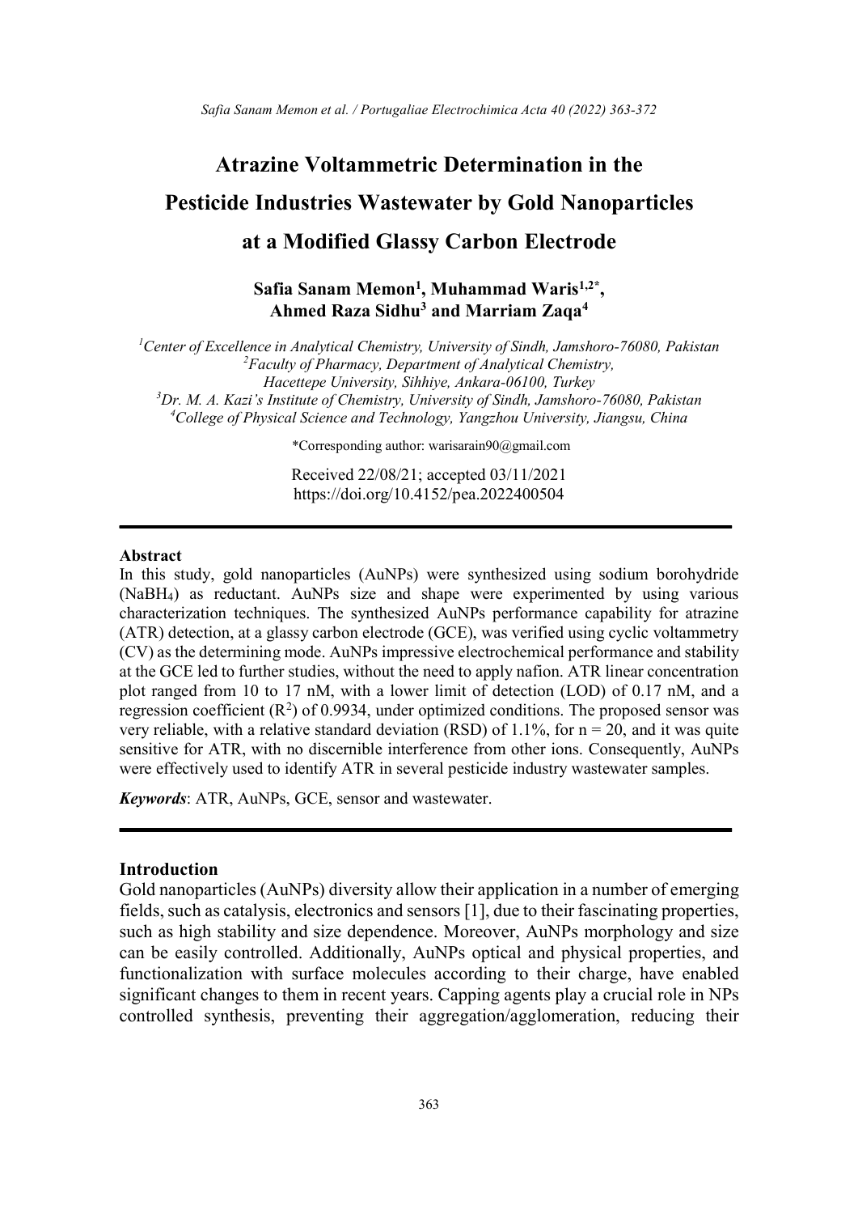# Atrazine Voltammetric Determination in the Pesticide Industries Wastewater by Gold Nanoparticles at a Modified Glassy Carbon Electrode

**Safia Sanam Memon[1], Muhammad Waris[1,2*], Ahmed Raza Sidhu[3] and Marriam Zaqa[4]**

*[1]Center of Excellence in Analytical Chemistry, University of Sindh, Jamshoro-76080, Pakistan*
*[2]Faculty of Pharmacy, Department of Analytical Chemistry, Hacettepe University, Sihhiye, Ankara-06100, Turkey*
*[3]Dr. M. A. Kazi's Institute of Chemistry, University of Sindh, Jamshoro-76080, Pakistan*
*[4]College of Physical Science and Technology, Yangzhou University, Jiangsu, China*

*Corresponding author: warisarain90@gmail.com

Received 22/08/21; accepted 03/11/2021
https://doi.org/10.4152/pea.2022400504

---

**Abstract**

In this study, gold nanoparticles (AuNPs) were synthesized using sodium borohydride ($NaBH_4$) as reductant. AuNPs size and shape were experimented by using various characterization techniques. The synthesized AuNPs performance capability for atrazine (ATR) detection, at a glassy carbon electrode (GCE), was verified using cyclic voltammetry (CV) as the determining mode. AuNPs impressive electrochemical performance and stability at the GCE led to further studies, without the need to apply nafion. ATR linear concentration plot ranged from 10 to 17 nM, with a lower limit of detection (LOD) of 0.17 nM, and a regression coefficient ($R^2$) of 0.9934, under optimized conditions. The proposed sensor was very reliable, with a relative standard deviation (RSD) of 1.1%, for $n = 20$, and it was quite sensitive for ATR, with no discernible interference from other ions. Consequently, AuNPs were effectively used to identify ATR in several pesticide industry wastewater samples.

***Keywords***: ATR, AuNPs, GCE, sensor and wastewater.

---

**Introduction**

Gold nanoparticles (AuNPs) diversity allow their application in a number of emerging fields, such as catalysis, electronics and sensors [1], due to their fascinating properties, such as high stability and size dependence. Moreover, AuNPs morphology and size can be easily controlled. Additionally, AuNPs optical and physical properties, and functionalization with surface molecules according to their charge, have enabled significant changes to them in recent years. Capping agents play a crucial role in NPs controlled synthesis, preventing their aggregation/agglomeration, reducing their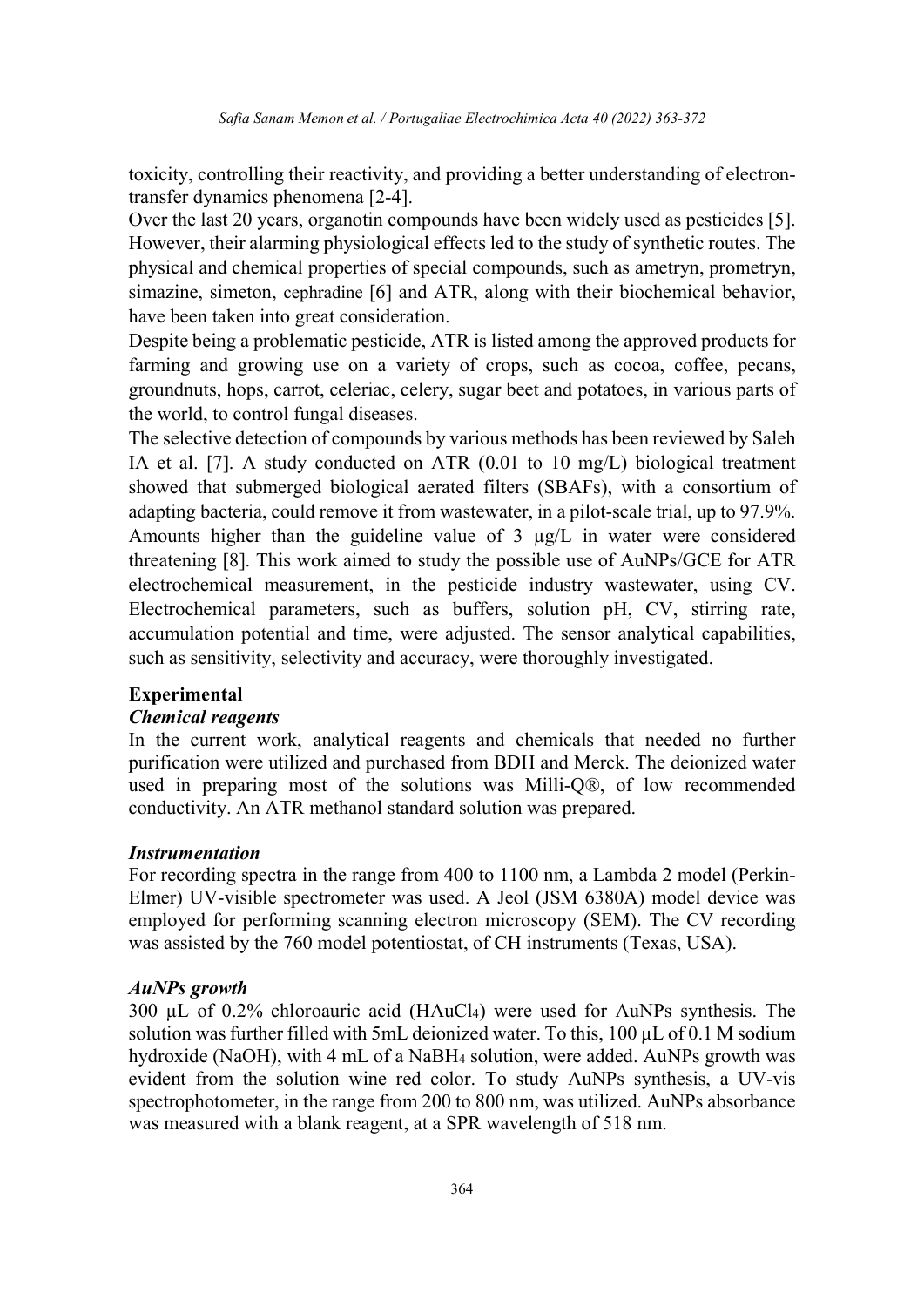toxicity, controlling their reactivity, and providing a better understanding of electron-transfer dynamics phenomena [2-4].

Over the last 20 years, organotin compounds have been widely used as pesticides [5]. However, their alarming physiological effects led to the study of synthetic routes. The physical and chemical properties of special compounds, such as ametryn, prometryn, simazine, simeton, cephradine [6] and ATR, along with their biochemical behavior, have been taken into great consideration.

Despite being a problematic pesticide, ATR is listed among the approved products for farming and growing use on a variety of crops, such as cocoa, coffee, pecans, groundnuts, hops, carrot, celeriac, celery, sugar beet and potatoes, in various parts of the world, to control fungal diseases.

The selective detection of compounds by various methods has been reviewed by Saleh IA et al. [7]. A study conducted on ATR (0.01 to 10 mg/L) biological treatment showed that submerged biological aerated filters (SBAFs), with a consortium of adapting bacteria, could remove it from wastewater, in a pilot-scale trial, up to 97.9%. Amounts higher than the guideline value of 3 µg/L in water were considered threatening [8]. This work aimed to study the possible use of AuNPs/GCE for ATR electrochemical measurement, in the pesticide industry wastewater, using CV. Electrochemical parameters, such as buffers, solution pH, CV, stirring rate, accumulation potential and time, were adjusted. The sensor analytical capabilities, such as sensitivity, selectivity and accuracy, were thoroughly investigated.

## Experimental

### *Chemical reagents*

In the current work, analytical reagents and chemicals that needed no further purification were utilized and purchased from BDH and Merck. The deionized water used in preparing most of the solutions was Milli-Q®, of low recommended conductivity. An ATR methanol standard solution was prepared.

### *Instrumentation*

For recording spectra in the range from 400 to 1100 nm, a Lambda 2 model (Perkin-Elmer) UV-visible spectrometer was used. A Jeol (JSM 6380A) model device was employed for performing scanning electron microscopy (SEM). The CV recording was assisted by the 760 model potentiostat, of CH instruments (Texas, USA).

### *AuNPs growth*

300 µL of 0.2% chloroauric acid ($HAuCl_4$) were used for AuNPs synthesis. The solution was further filled with 5mL deionized water. To this, 100 µL of 0.1 M sodium hydroxide (NaOH), with 4 mL of a $NaBH_4$ solution, were added. AuNPs growth was evident from the solution wine red color. To study AuNPs synthesis, a UV-vis spectrophotometer, in the range from 200 to 800 nm, was utilized. AuNPs absorbance was measured with a blank reagent, at a SPR wavelength of 518 nm.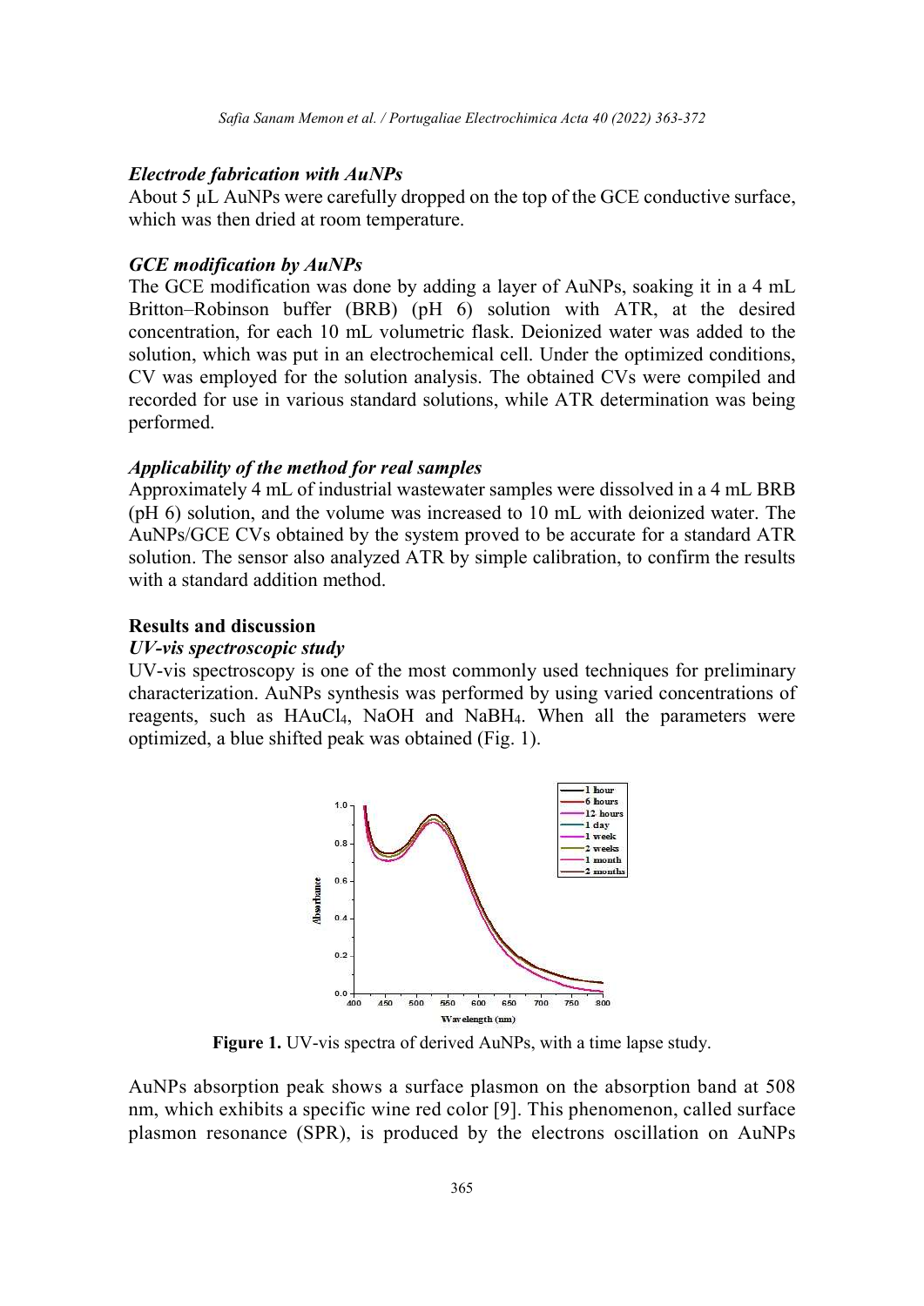### *Electrode fabrication with AuNPs*

About 5 µL AuNPs were carefully dropped on the top of the GCE conductive surface, which was then dried at room temperature.

### *GCE modification by AuNPs*

The GCE modification was done by adding a layer of AuNPs, soaking it in a 4 mL Britton–Robinson buffer (BRB) (pH 6) solution with ATR, at the desired concentration, for each 10 mL volumetric flask. Deionized water was added to the solution, which was put in an electrochemical cell. Under the optimized conditions, CV was employed for the solution analysis. The obtained CVs were compiled and recorded for use in various standard solutions, while ATR determination was being performed.

### *Applicability of the method for real samples*

Approximately 4 mL of industrial wastewater samples were dissolved in a 4 mL BRB (pH 6) solution, and the volume was increased to 10 mL with deionized water. The AuNPs/GCE CVs obtained by the system proved to be accurate for a standard ATR solution. The sensor also analyzed ATR by simple calibration, to confirm the results with a standard addition method.

## Results and discussion

### *UV-vis spectroscopic study*

UV-vis spectroscopy is one of the most commonly used techniques for preliminary characterization. AuNPs synthesis was performed by using varied concentrations of reagents, such as $HAuCl_4$, NaOH and $NaBH_4$. When all the parameters were optimized, a blue shifted peak was obtained (Fig. 1).

**Figure 1.** UV-vis spectra of derived AuNPs, with a time lapse study.

AuNPs absorption peak shows a surface plasmon on the absorption band at 508 nm, which exhibits a specific wine red color [9]. This phenomenon, called surface plasmon resonance (SPR), is produced by the electrons oscillation on AuNPs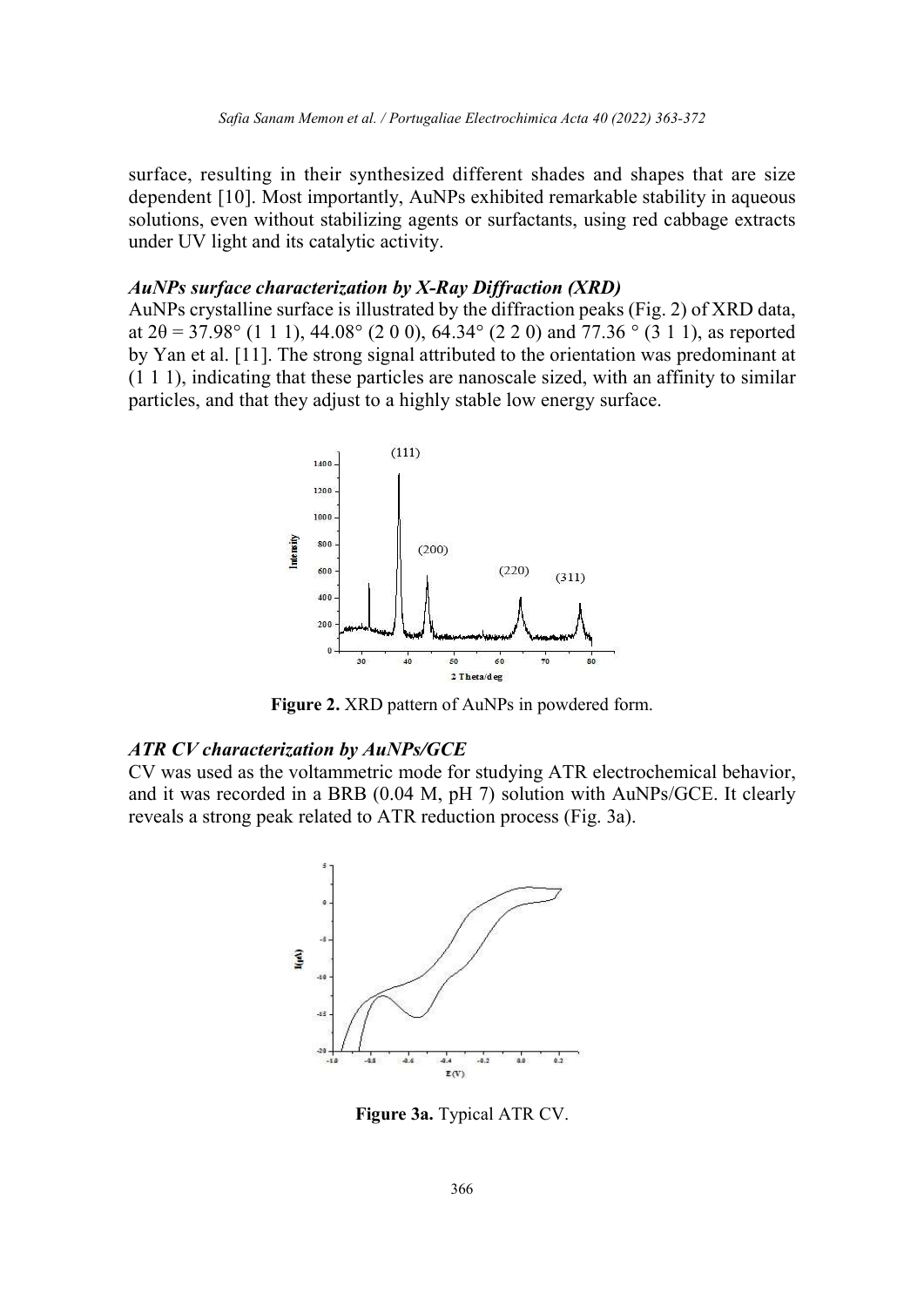surface, resulting in their synthesized different shades and shapes that are size dependent [10]. Most importantly, AuNPs exhibited remarkable stability in aqueous solutions, even without stabilizing agents or surfactants, using red cabbage extracts under UV light and its catalytic activity.

### *AuNPs surface characterization by X-Ray Diffraction (XRD)*

AuNPs crystalline surface is illustrated by the diffraction peaks (Fig. 2) of XRD data, at 2θ = 37.98° (1 1 1), 44.08° (2 0 0), 64.34° (2 2 0) and 77.36 ° (3 1 1), as reported by Yan et al. [11]. The strong signal attributed to the orientation was predominant at (1 1 1), indicating that these particles are nanoscale sized, with an affinity to similar particles, and that they adjust to a highly stable low energy surface.

**Figure 2.** XRD pattern of AuNPs in powdered form.

### *ATR CV characterization by AuNPs/GCE*

CV was used as the voltammetric mode for studying ATR electrochemical behavior, and it was recorded in a BRB (0.04 M, pH 7) solution with AuNPs/GCE. It clearly reveals a strong peak related to ATR reduction process (Fig. 3a).

**Figure 3a.** Typical ATR CV.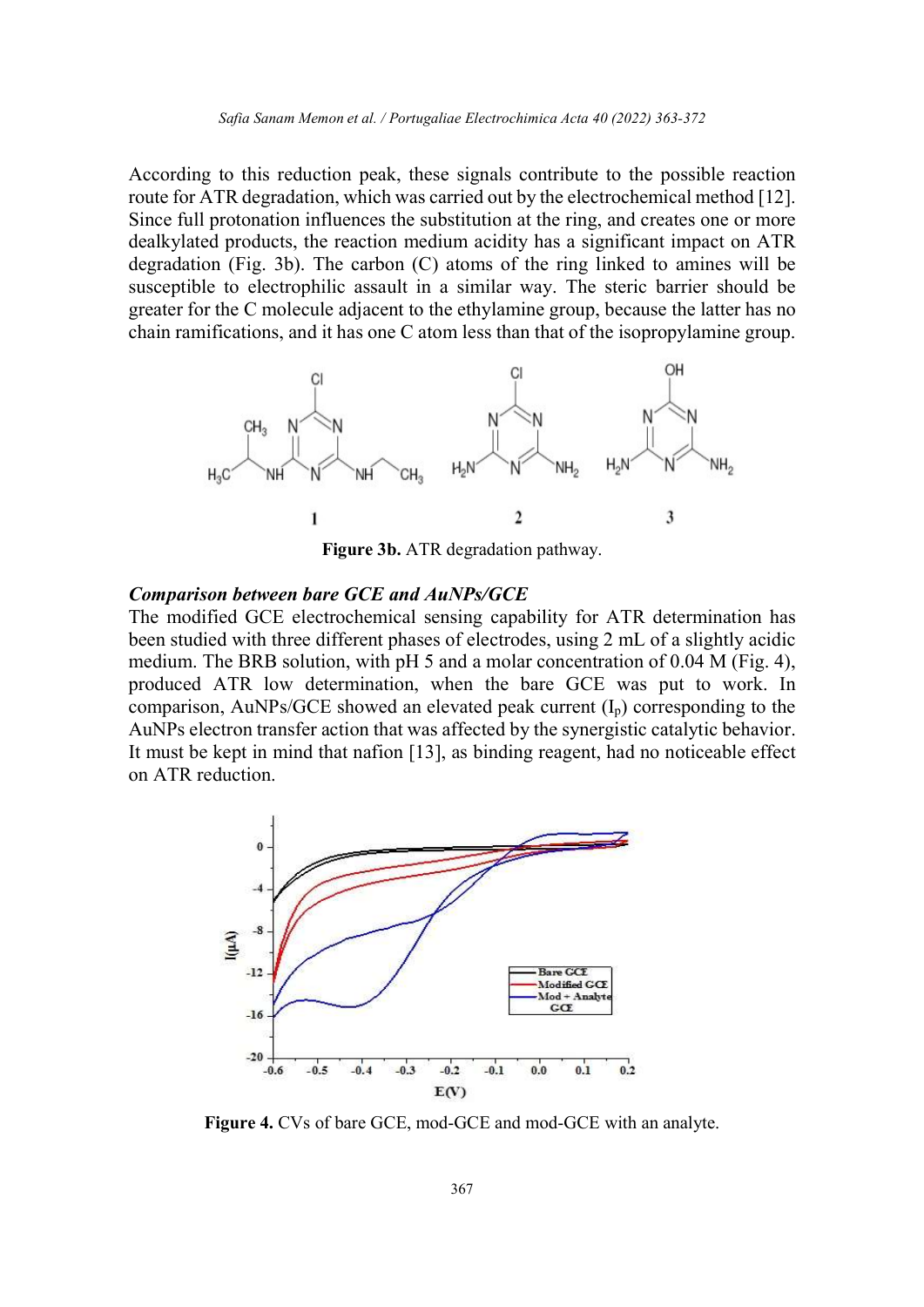According to this reduction peak, these signals contribute to the possible reaction route for ATR degradation, which was carried out by the electrochemical method [12]. Since full protonation influences the substitution at the ring, and creates one or more dealkylated products, the reaction medium acidity has a significant impact on ATR degradation (Fig. 3b). The carbon (C) atoms of the ring linked to amines will be susceptible to electrophilic assault in a similar way. The steric barrier should be greater for the C molecule adjacent to the ethylamine group, because the latter has no chain ramifications, and it has one C atom less than that of the isopropylamine group.

**Figure 3b.** ATR degradation pathway.

### *Comparison between bare GCE and AuNPs/GCE*

The modified GCE electrochemical sensing capability for ATR determination has been studied with three different phases of electrodes, using 2 mL of a slightly acidic medium. The BRB solution, with pH 5 and a molar concentration of 0.04 M (Fig. 4), produced ATR low determination, when the bare GCE was put to work. In comparison, AuNPs/GCE showed an elevated peak current ($I_p$) corresponding to the AuNPs electron transfer action that was affected by the synergistic catalytic behavior. It must be kept in mind that nafion [13], as binding reagent, had no noticeable effect on ATR reduction.

**Figure 4.** CVs of bare GCE, mod-GCE and mod-GCE with an analyte.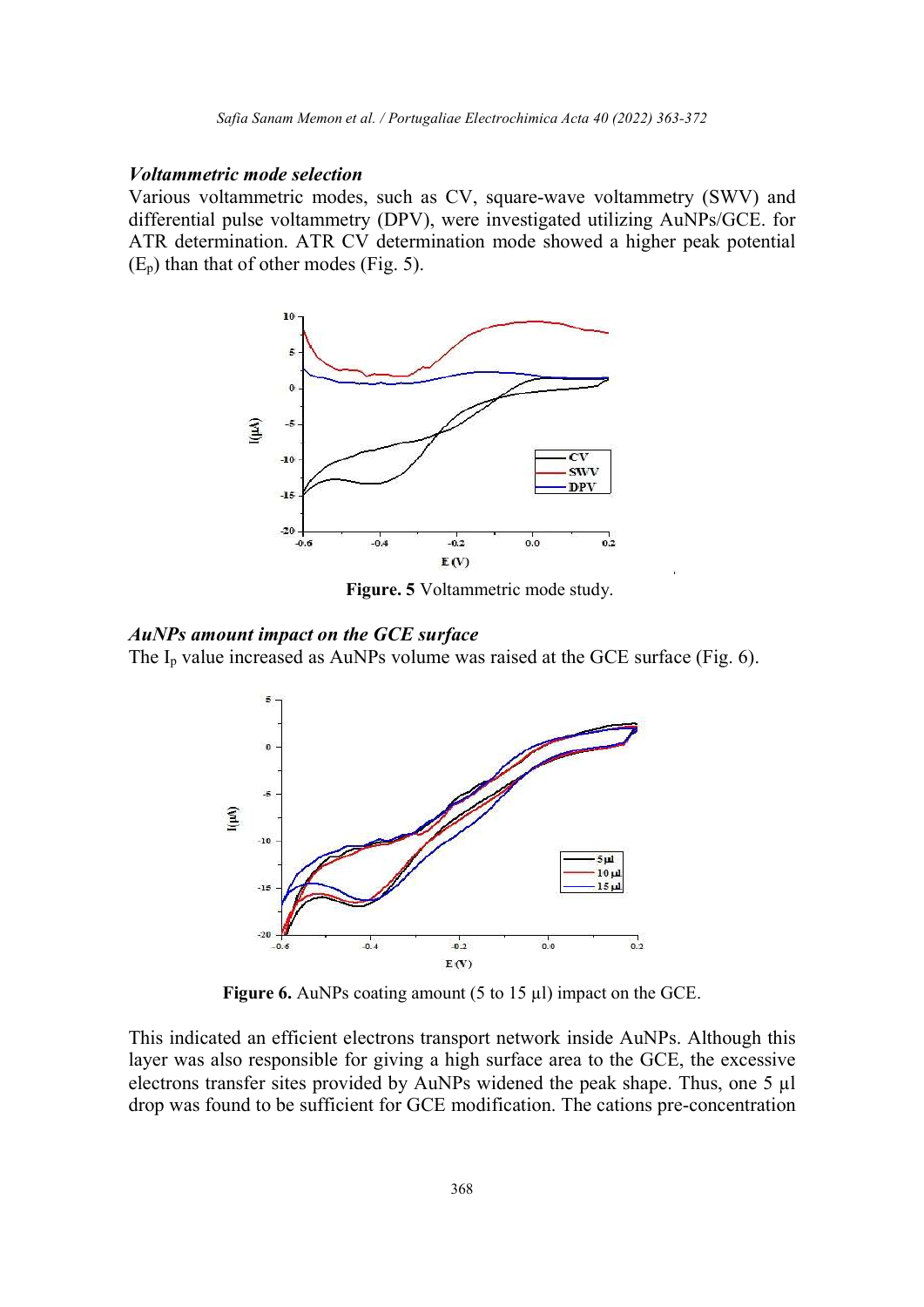### *Voltammetric mode selection*

Various voltammetric modes, such as CV, square-wave voltammetry (SWV) and differential pulse voltammetry (DPV), were investigated utilizing AuNPs/GCE. for ATR determination. ATR CV determination mode showed a higher peak potential ($E_p$) than that of other modes (Fig. 5).

**Figure. 5** Voltammetric mode study.

### *AuNPs amount impact on the GCE surface*

The $I_p$ value increased as AuNPs volume was raised at the GCE surface (Fig. 6).

**Figure 6.** AuNPs coating amount (5 to 15 μl) impact on the GCE.

This indicated an efficient electrons transport network inside AuNPs. Although this layer was also responsible for giving a high surface area to the GCE, the excessive electrons transfer sites provided by AuNPs widened the peak shape. Thus, one 5 μl drop was found to be sufficient for GCE modification. The cations pre-concentration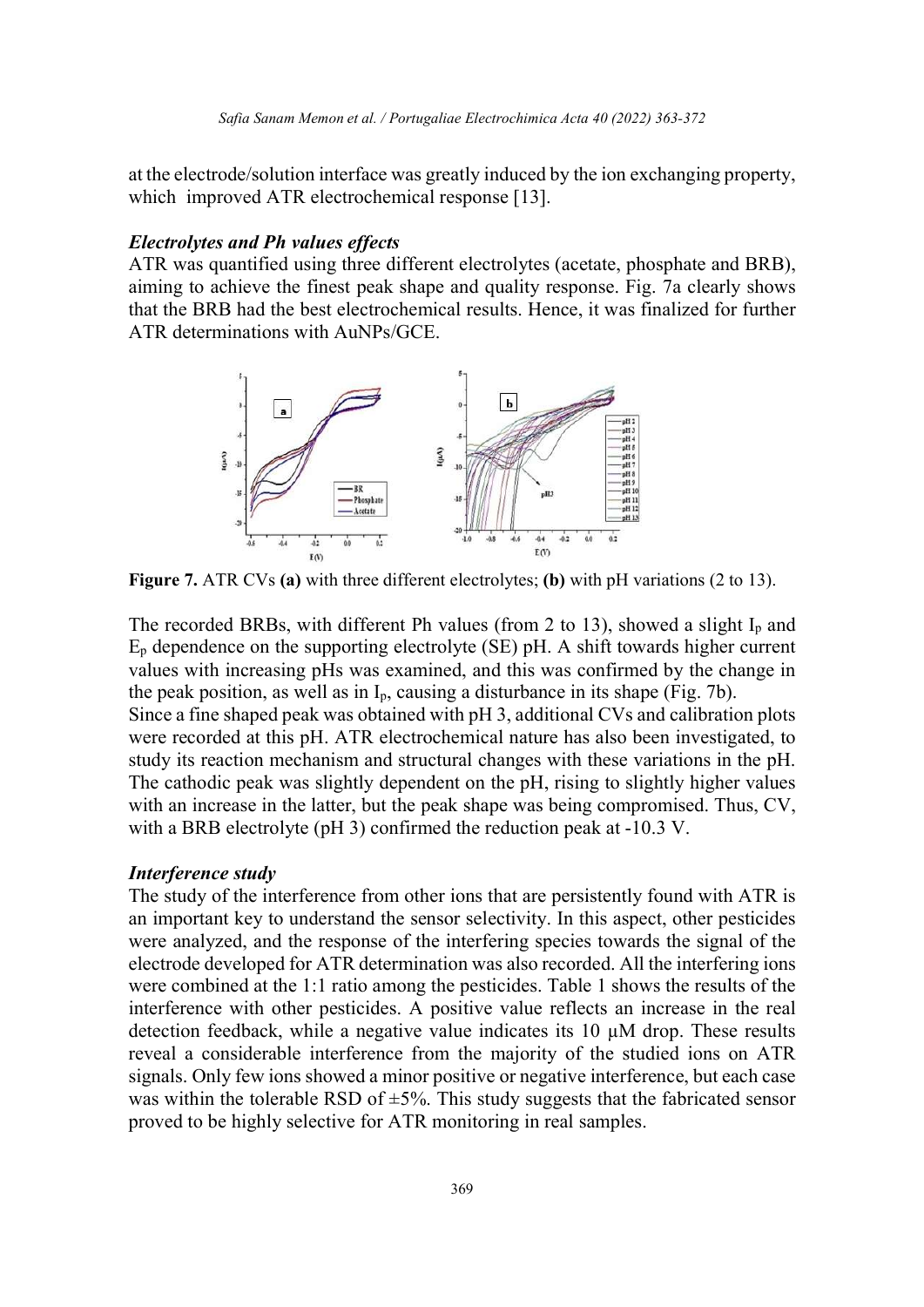at the electrode/solution interface was greatly induced by the ion exchanging property, which improved ATR electrochemical response [13].

### *Electrolytes and Ph values effects*

ATR was quantified using three different electrolytes (acetate, phosphate and BRB), aiming to achieve the finest peak shape and quality response. Fig. 7a clearly shows that the BRB had the best electrochemical results. Hence, it was finalized for further ATR determinations with AuNPs/GCE.

**Figure 7.** ATR CVs **(a)** with three different electrolytes; **(b)** with pH variations (2 to 13).

The recorded BRBs, with different Ph values (from 2 to 13), showed a slight $I_p$ and $E_p$ dependence on the supporting electrolyte (SE) pH. A shift towards higher current values with increasing pHs was examined, and this was confirmed by the change in the peak position, as well as in $I_p$, causing a disturbance in its shape (Fig. 7b).
Since a fine shaped peak was obtained with pH 3, additional CVs and calibration plots were recorded at this pH. ATR electrochemical nature has also been investigated, to study its reaction mechanism and structural changes with these variations in the pH. The cathodic peak was slightly dependent on the pH, rising to slightly higher values with an increase in the latter, but the peak shape was being compromised. Thus, CV, with a BRB electrolyte (pH 3) confirmed the reduction peak at -10.3 V.

### *Interference study*

The study of the interference from other ions that are persistently found with ATR is an important key to understand the sensor selectivity. In this aspect, other pesticides were analyzed, and the response of the interfering species towards the signal of the electrode developed for ATR determination was also recorded. All the interfering ions were combined at the 1:1 ratio among the pesticides. Table 1 shows the results of the interference with other pesticides. A positive value reflects an increase in the real detection feedback, while a negative value indicates its 10 μM drop. These results reveal a considerable interference from the majority of the studied ions on ATR signals. Only few ions showed a minor positive or negative interference, but each case was within the tolerable RSD of ±5%. This study suggests that the fabricated sensor proved to be highly selective for ATR monitoring in real samples.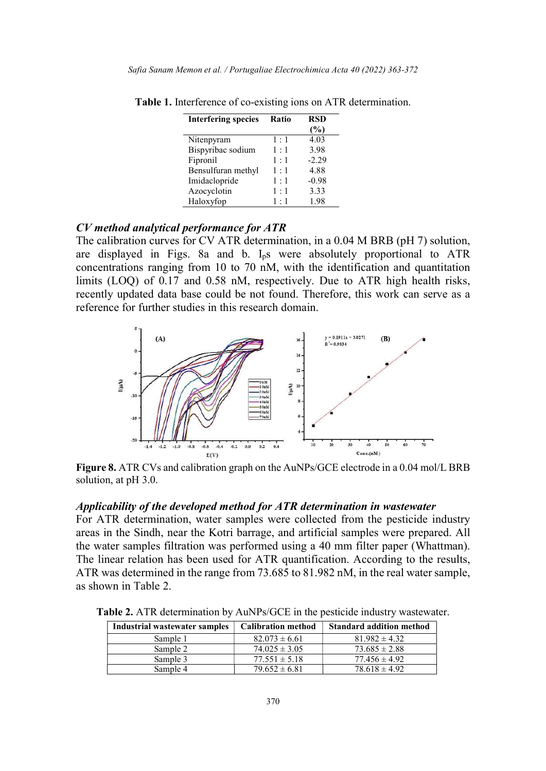**Table 1.** Interference of co-existing ions on ATR determination.

| Interfering species | Ratio | RSD (%) |
|---|---|---|
| Nitenpyram | 1 : 1 | 4.03 |
| Bispyribac sodium | 1 : 1 | 3.98 |
| Fipronil | 1 : 1 | -2.29 |
| Bensulfuran methyl | 1 : 1 | 4.88 |
| Imidaclopride | 1 : 1 | -0.98 |
| Azocyclotin | 1 : 1 | 3.33 |
| Haloxyfop | 1 : 1 | 1.98 |

***CV method analytical performance for ATR***

The calibration curves for CV ATR determination, in a 0.04 M BRB (pH 7) solution, are displayed in Figs. 8a and b. $I_p$s were absolutely proportional to ATR concentrations ranging from 10 to 70 nM, with the identification and quantitation limits (LOQ) of 0.17 and 0.58 nM, respectively. Due to ATR high health risks, recently updated data base could be not found. Therefore, this work can serve as a reference for further studies in this research domain.

**Figure 8.** ATR CVs and calibration graph on the AuNPs/GCE electrode in a 0.04 mol/L BRB solution, at pH 3.0.

***Applicability of the developed method for ATR determination in wastewater***

For ATR determination, water samples were collected from the pesticide industry areas in the Sindh, near the Kotri barrage, and artificial samples were prepared. All the water samples filtration was performed using a 40 mm filter paper (Whattman). The linear relation has been used for ATR quantification. According to the results, ATR was determined in the range from 73.685 to 81.982 nM, in the real water sample, as shown in Table 2.

**Table 2.** ATR determination by AuNPs/GCE in the pesticide industry wastewater.

| Industrial wastewater samples | Calibration method | Standard addition method |
|---|---|---|
| Sample 1 | 82.073 ± 6.61 | 81.982 ± 4.32 |
| Sample 2 | 74.025 ± 3.05 | 73.685 ± 2.88 |
| Sample 3 | 77.551 ± 5.18 | 77.456 ± 4.92 |
| Sample 4 | 79.652 ± 6.81 | 78.618 ± 4.92 |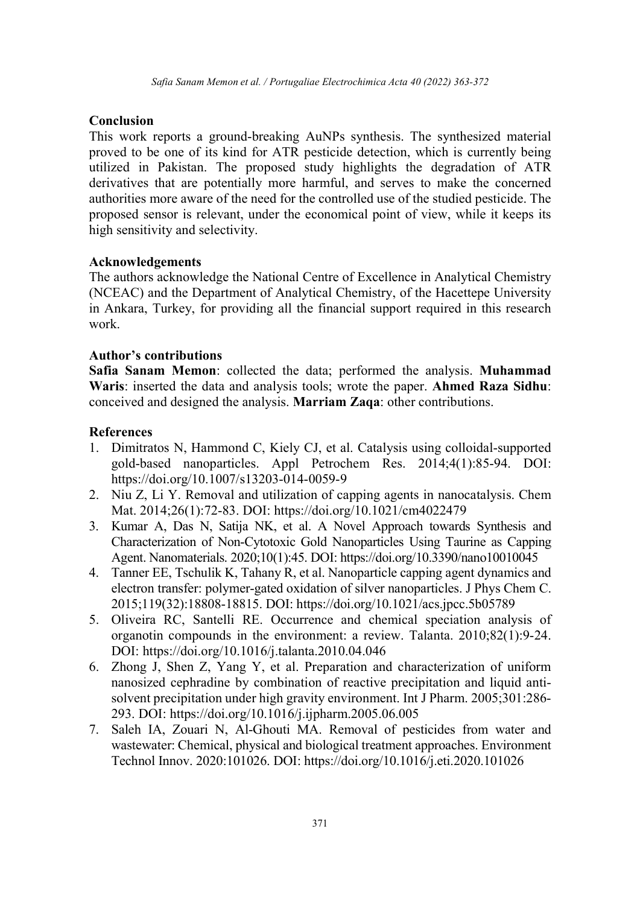## Conclusion

This work reports a ground-breaking AuNPs synthesis. The synthesized material proved to be one of its kind for ATR pesticide detection, which is currently being utilized in Pakistan. The proposed study highlights the degradation of ATR derivatives that are potentially more harmful, and serves to make the concerned authorities more aware of the need for the controlled use of the studied pesticide. The proposed sensor is relevant, under the economical point of view, while it keeps its high sensitivity and selectivity.

## Acknowledgements

The authors acknowledge the National Centre of Excellence in Analytical Chemistry (NCEAC) and the Department of Analytical Chemistry, of the Hacettepe University in Ankara, Turkey, for providing all the financial support required in this research work.

## Author's contributions

**Safia Sanam Memon**: collected the data; performed the analysis. **Muhammad Waris**: inserted the data and analysis tools; wrote the paper. **Ahmed Raza Sidhu**: conceived and designed the analysis. **Marriam Zaqa**: other contributions.

## References

1. Dimitratos N, Hammond C, Kiely CJ, et al. Catalysis using colloidal-supported gold-based nanoparticles. Appl Petrochem Res. 2014;4(1):85-94. DOI: https://doi.org/10.1007/s13203-014-0059-9
2. Niu Z, Li Y. Removal and utilization of capping agents in nanocatalysis. Chem Mat. 2014;26(1):72-83. DOI: https://doi.org/10.1021/cm4022479
3. Kumar A, Das N, Satija NK, et al. A Novel Approach towards Synthesis and Characterization of Non-Cytotoxic Gold Nanoparticles Using Taurine as Capping Agent. Nanomaterials. 2020;10(1):45. DOI: https://doi.org/10.3390/nano10010045
4. Tanner EE, Tschulik K, Tahany R, et al. Nanoparticle capping agent dynamics and electron transfer: polymer-gated oxidation of silver nanoparticles. J Phys Chem C. 2015;119(32):18808-18815. DOI: https://doi.org/10.1021/acs.jpcc.5b05789
5. Oliveira RC, Santelli RE. Occurrence and chemical speciation analysis of organotin compounds in the environment: a review. Talanta. 2010;82(1):9-24. DOI: https://doi.org/10.1016/j.talanta.2010.04.046
6. Zhong J, Shen Z, Yang Y, et al. Preparation and characterization of uniform nanosized cephradine by combination of reactive precipitation and liquid anti-solvent precipitation under high gravity environment. Int J Pharm. 2005;301:286-293. DOI: https://doi.org/10.1016/j.ijpharm.2005.06.005
7. Saleh IA, Zouari N, Al-Ghouti MA. Removal of pesticides from water and wastewater: Chemical, physical and biological treatment approaches. Environment Technol Innov. 2020:101026. DOI: https://doi.org/10.1016/j.eti.2020.101026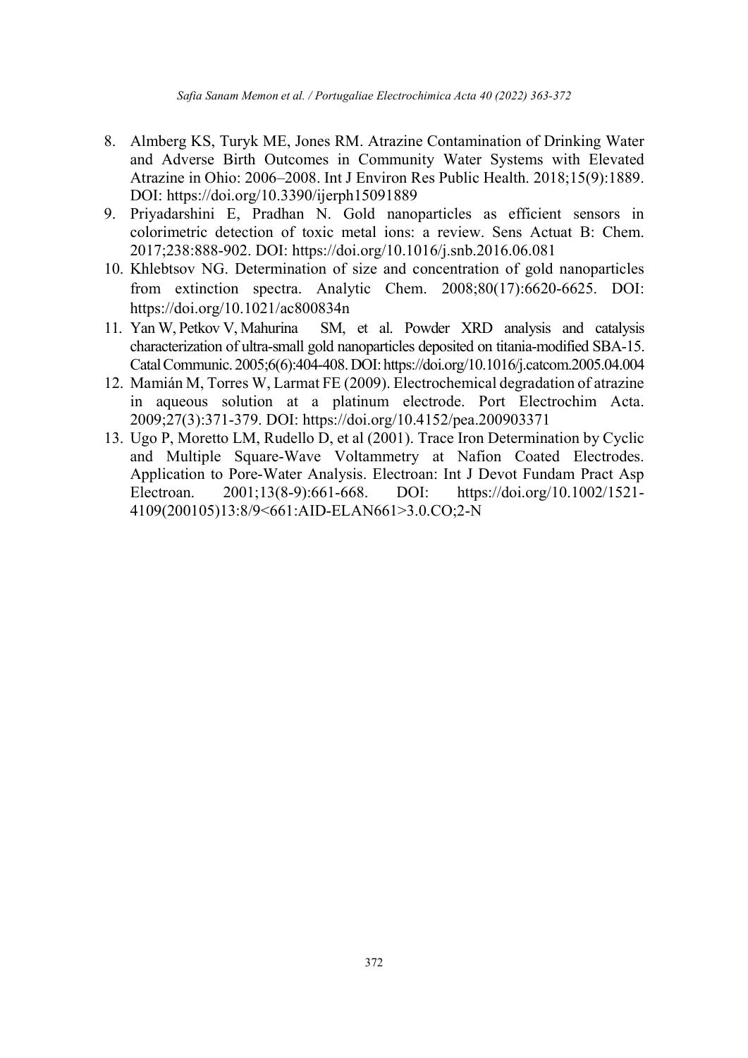8. Almberg KS, Turyk ME, Jones RM. Atrazine Contamination of Drinking Water and Adverse Birth Outcomes in Community Water Systems with Elevated Atrazine in Ohio: 2006–2008. Int J Environ Res Public Health. 2018;15(9):1889. DOI: https://doi.org/10.3390/ijerph15091889
9. Priyadarshini E, Pradhan N. Gold nanoparticles as efficient sensors in colorimetric detection of toxic metal ions: a review. Sens Actuat B: Chem. 2017;238:888-902. DOI: https://doi.org/10.1016/j.snb.2016.06.081
10. Khlebtsov NG. Determination of size and concentration of gold nanoparticles from extinction spectra. Analytic Chem. 2008;80(17):6620-6625. DOI: https://doi.org/10.1021/ac800834n
11. Yan W, Petkov V, Mahurina SM, et al. Powder XRD analysis and catalysis characterization of ultra-small gold nanoparticles deposited on titania-modified SBA-15. Catal Communic. 2005;6(6):404-408. DOI: https://doi.org/10.1016/j.catcom.2005.04.004
12. Mamián M, Torres W, Larmat FE (2009). Electrochemical degradation of atrazine in aqueous solution at a platinum electrode. Port Electrochim Acta. 2009;27(3):371-379. DOI: https://doi.org/10.4152/pea.200903371
13. Ugo P, Moretto LM, Rudello D, et al (2001). Trace Iron Determination by Cyclic and Multiple Square-Wave Voltammetry at Nafion Coated Electrodes. Application to Pore-Water Analysis. Electroan: Int J Devot Fundam Pract Asp Electroan. 2001;13(8-9):661-668. DOI: https://doi.org/10.1002/1521-4109(200105)13:8/9<661:AID-ELAN661>3.0.CO;2-N